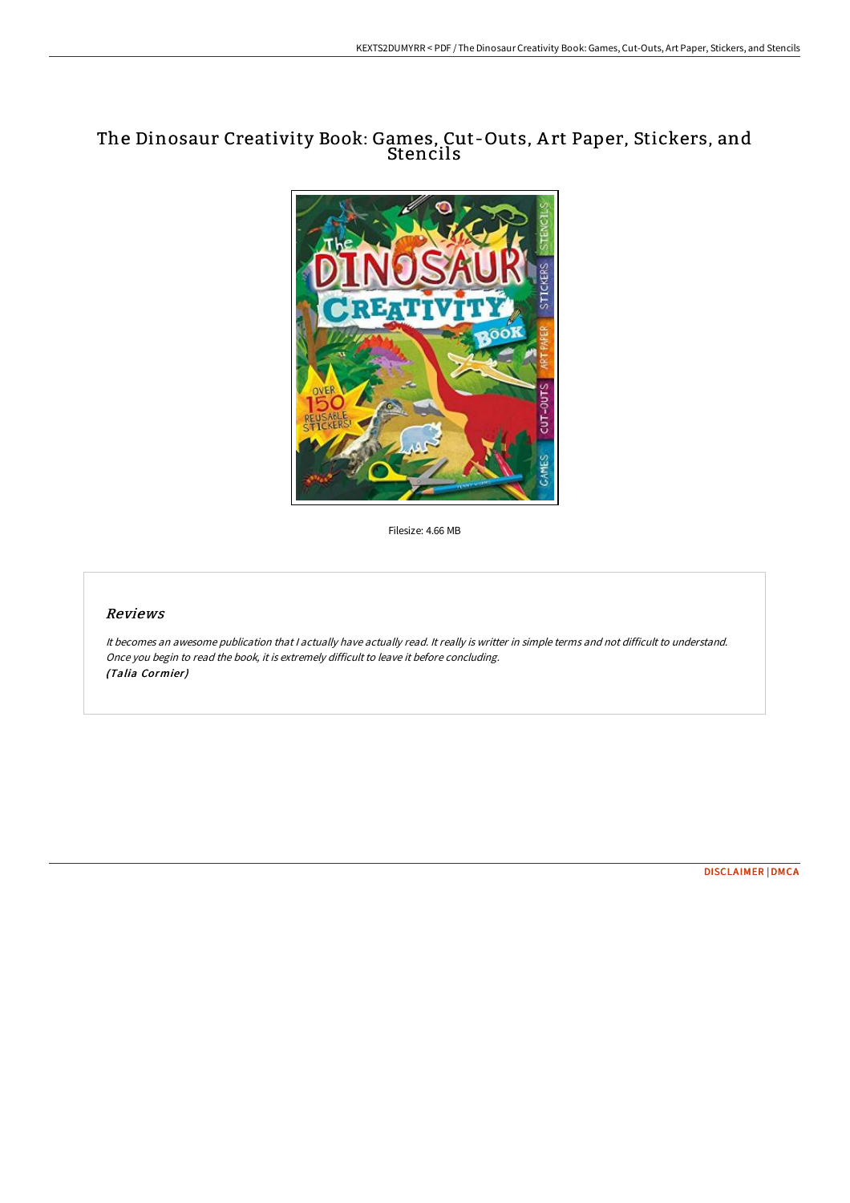# The Dinosaur Creativity Book: Games, Cut-Outs, Art Paper, Stickers, and Stencils

Filesize: 4.66 MB

## Reviews

*It becomes an awesome publication that I actually have actually read. It really is writter in simple terms and not difficult to understand. Once you begin to read the book, it is extremely difficult to leave it before concluding.*
*(Talia Cormier)*

DISCLAIMER | DMCA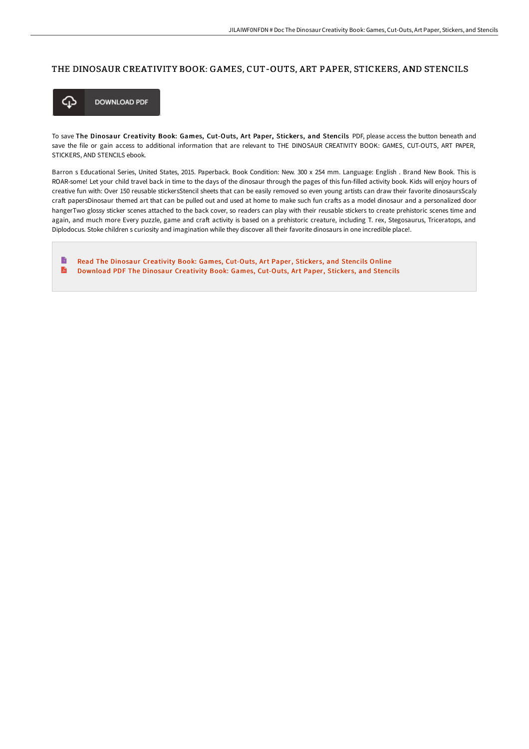# THE DINOSAUR CREATIVITY BOOK: GAMES, CUT-OUTS, ART PAPER, STICKERS, AND STENCILS

DOWNLOAD PDF

To save **The Dinosaur Creativity Book: Games, Cut-Outs, Art Paper, Stickers, and Stencils** PDF, please access the button beneath and save the file or gain access to additional information that are relevant to THE DINOSAUR CREATIVITY BOOK: GAMES, CUT-OUTS, ART PAPER, STICKERS, AND STENCILS ebook.

Barron s Educational Series, United States, 2015. Paperback. Book Condition: New. 300 x 254 mm. Language: English . Brand New Book. This is ROAR-some! Let your child travel back in time to the days of the dinosaur through the pages of this fun-filled activity book. Kids will enjoy hours of creative fun with: Over 150 reusable stickersStencil sheets that can be easily removed so even young artists can draw their favorite dinosaursScaly craft papersDinosaur themed art that can be pulled out and used at home to make such fun crafts as a model dinosaur and a personalized door hangerTwo glossy sticker scenes attached to the back cover, so readers can play with their reusable stickers to create prehistoric scenes time and again, and much more Every puzzle, game and craft activity is based on a prehistoric creature, including T. rex, Stegosaurus, Triceratops, and Diplodocus. Stoke children s curiosity and imagination while they discover all their favorite dinosaurs in one incredible place!.

- Read The Dinosaur Creativity Book: Games, Cut-Outs, Art Paper, Stickers, and Stencils Online
- Download PDF The Dinosaur Creativity Book: Games, Cut-Outs, Art Paper, Stickers, and Stencils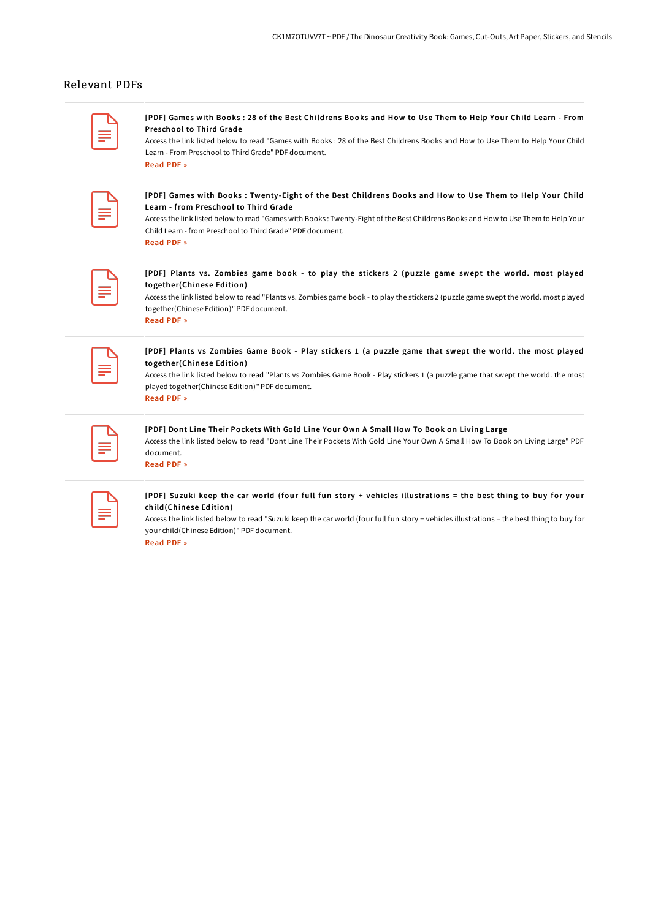## Relevant PDFs

**[PDF] Games with Books : 28 of the Best Childrens Books and How to Use Them to Help Your Child Learn - From Preschool to Third Grade**

Access the link listed below to read "Games with Books : 28 of the Best Childrens Books and How to Use Them to Help Your Child Learn - From Preschool to Third Grade" PDF document.

Read PDF »

**[PDF] Games with Books : Twenty-Eight of the Best Childrens Books and How to Use Them to Help Your Child Learn - from Preschool to Third Grade**

Access the link listed below to read "Games with Books : Twenty-Eight of the Best Childrens Books and How to Use Them to Help Your Child Learn - from Preschool to Third Grade" PDF document.

Read PDF »

**[PDF] Plants vs. Zombies game book - to play the stickers 2 (puzzle game swept the world. most played together(Chinese Edition)**

Access the link listed below to read "Plants vs. Zombies game book - to play the stickers 2 (puzzle game swept the world. most played together(Chinese Edition)" PDF document.

Read PDF »

**[PDF] Plants vs Zombies Game Book - Play stickers 1 (a puzzle game that swept the world. the most played together(Chinese Edition)**

Access the link listed below to read "Plants vs Zombies Game Book - Play stickers 1 (a puzzle game that swept the world. the most played together(Chinese Edition)" PDF document.

Read PDF »

**[PDF] Dont Line Their Pockets With Gold Line Your Own A Small How To Book on Living Large**

Access the link listed below to read "Dont Line Their Pockets With Gold Line Your Own A Small How To Book on Living Large" PDF document.

Read PDF »

**[PDF] Suzuki keep the car world (four full fun story + vehicles illustrations = the best thing to buy for your child(Chinese Edition)**

Access the link listed below to read "Suzuki keep the car world (four full fun story + vehicles illustrations = the best thing to buy for your child(Chinese Edition)" PDF document.

Read PDF »